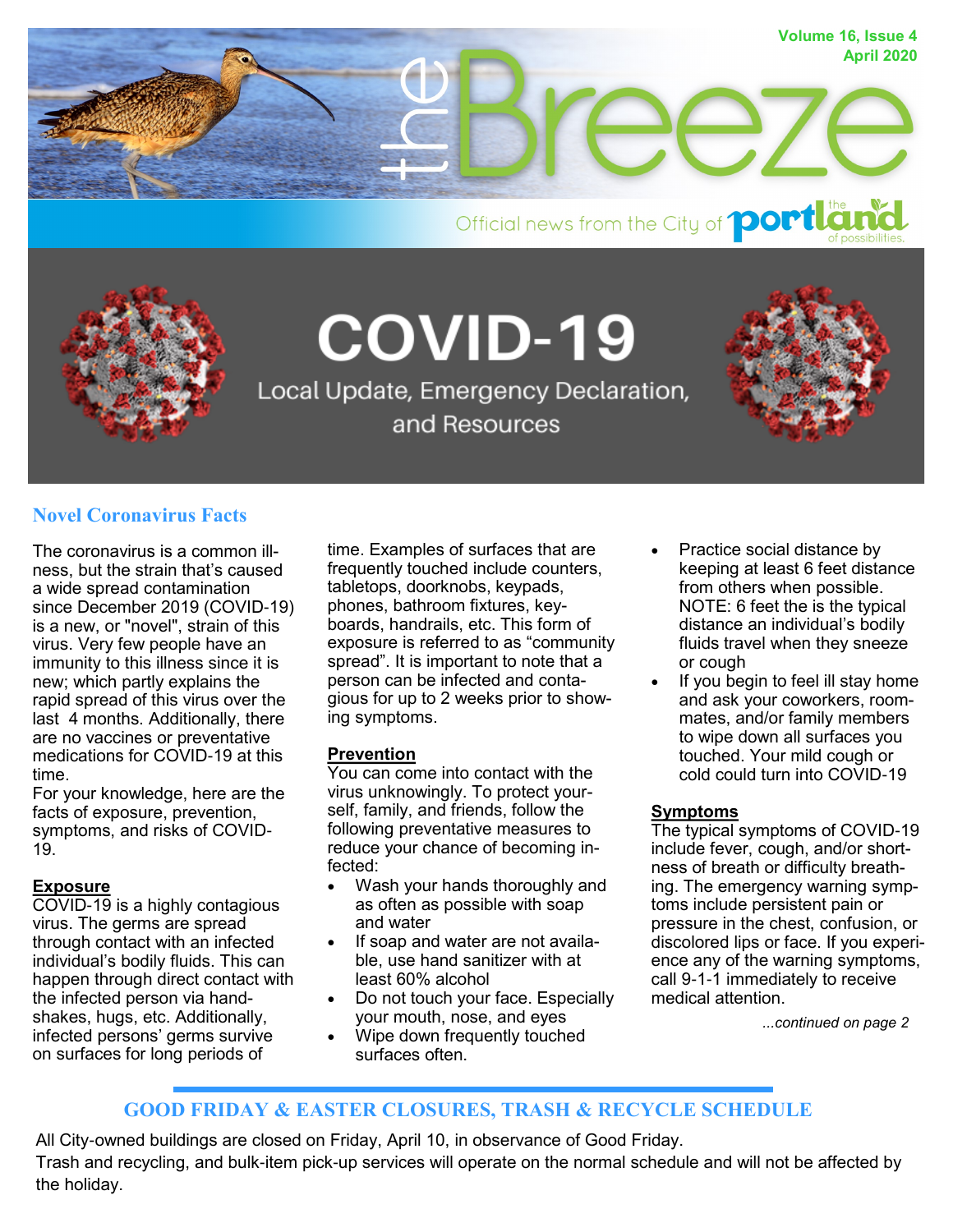# the Breeze

Volume 16, Issue 4
April 2020

Official news from the City of the portland of possibilities.

# COVID-19

Local Update, Emergency Declaration, and Resources

## Novel Coronavirus Facts

The coronavirus is a common illness, but the strain that's caused a wide spread contamination since December 2019 (COVID-19) is a new, or "novel", strain of this virus. Very few people have an immunity to this illness since it is new; which partly explains the rapid spread of this virus over the last 4 months. Additionally, there are no vaccines or preventative medications for COVID-19 at this time.

For your knowledge, here are the facts of exposure, prevention, symptoms, and risks of COVID-19.

### Exposure

COVID-19 is a highly contagious virus. The germs are spread through contact with an infected individual's bodily fluids. This can happen through direct contact with the infected person via handshakes, hugs, etc. Additionally, infected persons' germs survive on surfaces for long periods of time. Examples of surfaces that are frequently touched include counters, tabletops, doorknobs, keypads, phones, bathroom fixtures, keyboards, handrails, etc. This form of exposure is referred to as "community spread". It is important to note that a person can be infected and contagious for up to 2 weeks prior to showing symptoms.

### Prevention

You can come into contact with the virus unknowingly. To protect yourself, family, and friends, follow the following preventative measures to reduce your chance of becoming infected:

- Wash your hands thoroughly and as often as possible with soap and water
- If soap and water are not available, use hand sanitizer with at least 60% alcohol
- Do not touch your face. Especially your mouth, nose, and eyes
- Wipe down frequently touched surfaces often.
- Practice social distance by keeping at least 6 feet distance from others when possible. NOTE: 6 feet the is the typical distance an individual's bodily fluids travel when they sneeze or cough
- If you begin to feel ill stay home and ask your coworkers, roommates, and/or family members to wipe down all surfaces you touched. Your mild cough or cold could turn into COVID-19

### Symptoms

The typical symptoms of COVID-19 include fever, cough, and/or shortness of breath or difficulty breathing. The emergency warning symptoms include persistent pain or pressure in the chest, confusion, or discolored lips or face. If you experience any of the warning symptoms, call 9-1-1 immediately to receive medical attention.

*...continued on page 2*

## GOOD FRIDAY & EASTER CLOSURES, TRASH & RECYCLE SCHEDULE

All City-owned buildings are closed on Friday, April 10, in observance of Good Friday.

Trash and recycling, and bulk-item pick-up services will operate on the normal schedule and will not be affected by the holiday.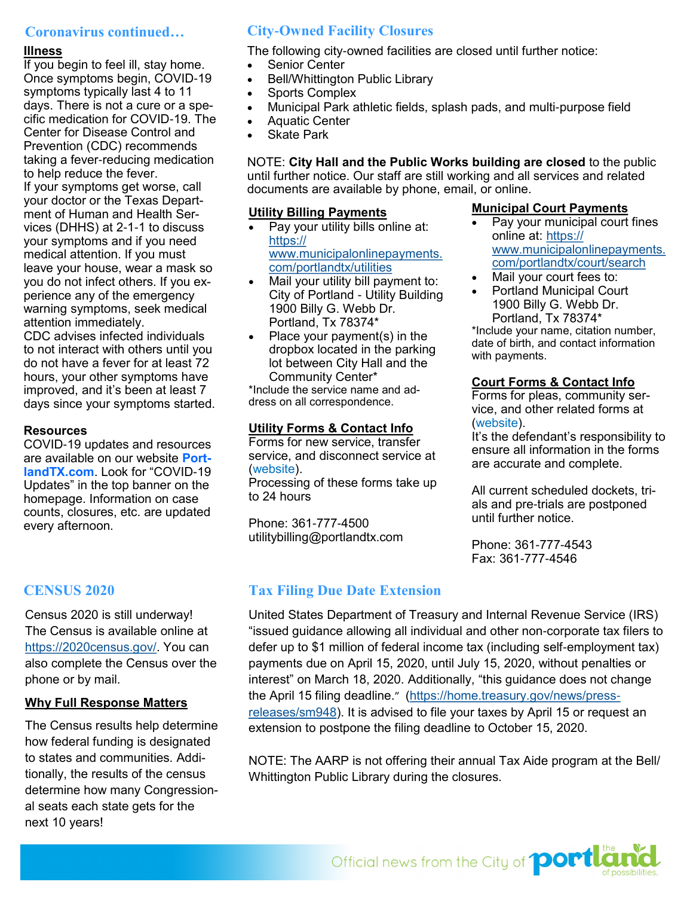## Coronavirus continued…

**Illness**

If you begin to feel ill, stay home. Once symptoms begin, COVID-19 symptoms typically last 4 to 11 days. There is not a cure or a specific medication for COVID-19. The Center for Disease Control and Prevention (CDC) recommends taking a fever-reducing medication to help reduce the fever.

If your symptoms get worse, call your doctor or the Texas Department of Human and Health Services (DHHS) at 2-1-1 to discuss your symptoms and if you need medical attention. If you must leave your house, wear a mask so you do not infect others. If you experience any of the emergency warning symptoms, seek medical attention immediately.

CDC advises infected individuals to not interact with others until you do not have a fever for at least 72 hours, your other symptoms have improved, and it's been at least 7 days since your symptoms started.

**Resources**

COVID-19 updates and resources are available on our website **PortlandTX.com**. Look for "COVID-19 Updates" in the top banner on the homepage. Information on case counts, closures, etc. are updated every afternoon.

## City-Owned Facility Closures

The following city-owned facilities are closed until further notice:

- Senior Center
- Bell/Whittington Public Library
- Sports Complex
- Municipal Park athletic fields, splash pads, and multi-purpose field
- Aquatic Center
- Skate Park

NOTE: **City Hall and the Public Works building are closed** to the public until further notice. Our staff are still working and all services and related documents are available by phone, email, or online.

**Utility Billing Payments**

- Pay your utility bills online at: https://www.municipalonlinepayments.com/portlandtx/utilities
- Mail your utility bill payment to: City of Portland - Utility Building 1900 Billy G. Webb Dr. Portland, Tx 78374*
- Place your payment(s) in the dropbox located in the parking lot between City Hall and the Community Center*

*Include the service name and address on all correspondence.

**Utility Forms & Contact Info**

Forms for new service, transfer service, and disconnect service at (website).

Processing of these forms take up to 24 hours

Phone: 361-777-4500

utilitybilling@portlandtx.com

**Municipal Court Payments**

- Pay your municipal court fines online at: https://www.municipalonlinepayments.com/portlandtx/court/search
- Mail your court fees to:
- Portland Municipal Court 1900 Billy G. Webb Dr. Portland, Tx 78374*

*Include your name, citation number, date of birth, and contact information with payments.

**Court Forms & Contact Info**

Forms for pleas, community service, and other related forms at (website).

It's the defendant's responsibility to ensure all information in the forms are accurate and complete.

All current scheduled dockets, trials and pre-trials are postponed until further notice.

Phone: 361-777-4543

Fax: 361-777-4546

## CENSUS 2020

Census 2020 is still underway! The Census is available online at https://2020census.gov/. You can also complete the Census over the phone or by mail.

**Why Full Response Matters**

The Census results help determine how federal funding is designated to states and communities. Additionally, the results of the census determine how many Congressional seats each state gets for the next 10 years!

## Tax Filing Due Date Extension

United States Department of Treasury and Internal Revenue Service (IRS) "issued guidance allowing all individual and other non-corporate tax filers to defer up to $1 million of federal income tax (including self-employment tax) payments due on April 15, 2020, until July 15, 2020, without penalties or interest" on March 18, 2020. Additionally, "this guidance does not change the April 15 filing deadline." (https://home.treasury.gov/news/press-releases/sm948). It is advised to file your taxes by April 15 or request an extension to postpone the filing deadline to October 15, 2020.

NOTE: The AARP is not offering their annual Tax Aide program at the Bell/Whittington Public Library during the closures.

Official news from the City of portland the of possibilities.